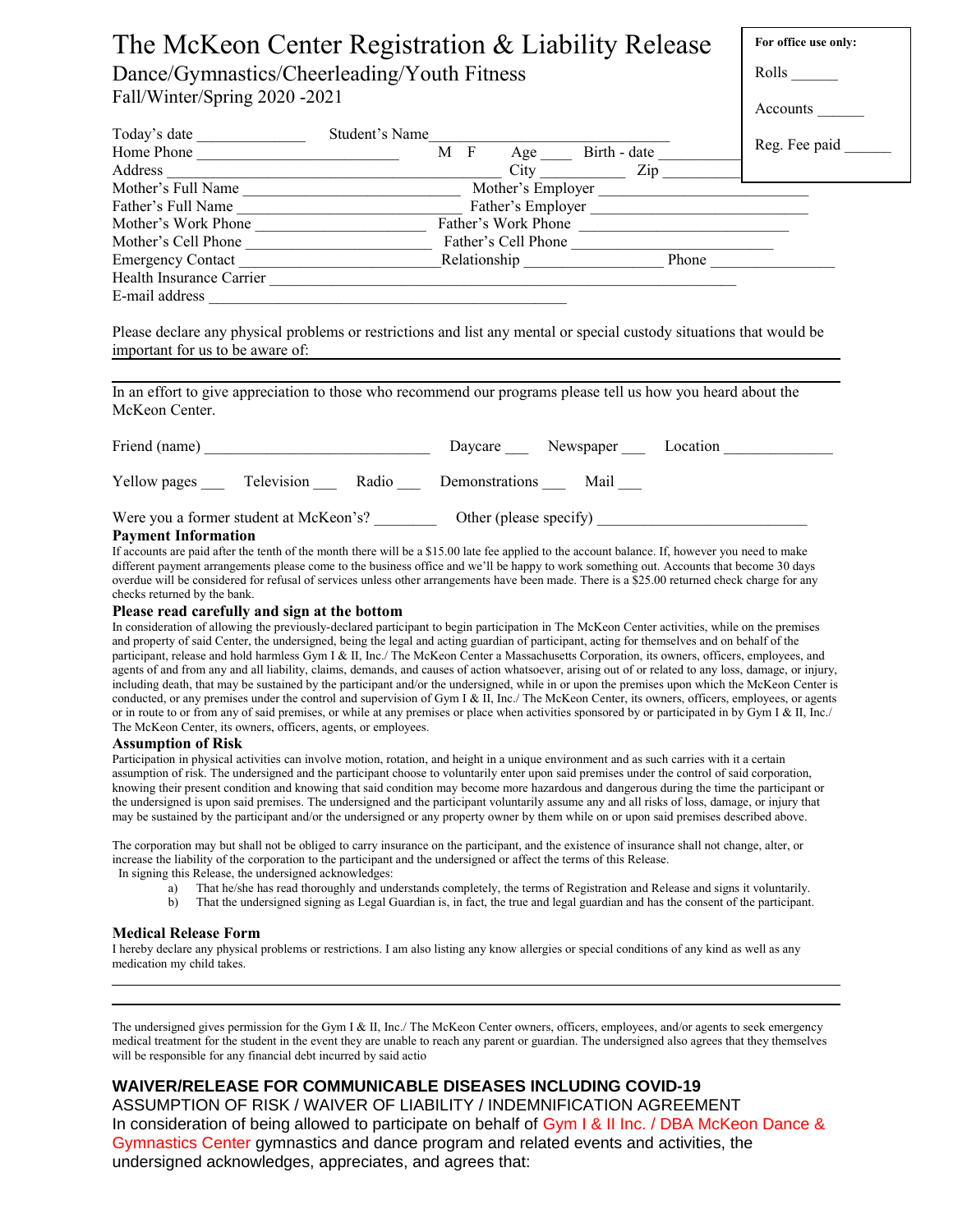# The McKeon Center Registration & Liability Release

Dance/Gymnastics/Cheerleading/Youth Fitness

Fall/Winter/Spring 2020 -2021

**For office use only:**

Rolls ______

Accounts ______

Reg. Fee paid ______

Today's date ______________ Student's Name ____________________________

Home Phone ________________________ M F Age ____ Birth - date __________

Address ________________________________________ City __________ Zip _________

Mother's Full Name ____________________________ Mother's Employer ____________________________

Father's Full Name ____________________________ Father's Employer ____________________________

Mother's Work Phone ______________________ Father's Work Phone __________________________

Mother's Cell Phone ______________________ Father's Cell Phone __________________________

Emergency Contact ________________________ Relationship ________________ Phone ________________

Health Insurance Carrier ____________________________________________________________

E-mail address ______________________________________________

Please declare any physical problems or restrictions and list any mental or special custody situations that would be important for us to be aware of: ____________________________________________________________

____________________________________________________________________________________

In an effort to give appreciation to those who recommend our programs please tell us how you heard about the McKeon Center.

Friend (name) ____________________________ Daycare ___ Newspaper ___ Location ______________

Yellow pages ___ Television ___ Radio ___ Demonstrations ___ Mail ___

Were you a former student at McKeon's? ________ Other (please specify) ___________________________

**Payment Information**

If accounts are paid after the tenth of the month there will be a $15.00 late fee applied to the account balance. If, however you need to make different payment arrangements please come to the business office and we'll be happy to work something out. Accounts that become 30 days overdue will be considered for refusal of services unless other arrangements have been made. There is a $25.00 returned check charge for any checks returned by the bank.

**Please read carefully and sign at the bottom**

In consideration of allowing the previously-declared participant to begin participation in The McKeon Center activities, while on the premises and property of said Center, the undersigned, being the legal and acting guardian of participant, acting for themselves and on behalf of the participant, release and hold harmless Gym I & II, Inc./ The McKeon Center a Massachusetts Corporation, its owners, officers, employees, and agents of and from any and all liability, claims, demands, and causes of action whatsoever, arising out of or related to any loss, damage, or injury, including death, that may be sustained by the participant and/or the undersigned, while in or upon the premises upon which the McKeon Center is conducted, or any premises under the control and supervision of Gym I & II, Inc./ The McKeon Center, its owners, officers, employees, or agents or in route to or from any of said premises, or while at any premises or place when activities sponsored by or participated in by Gym I & II, Inc./ The McKeon Center, its owners, officers, agents, or employees.

**Assumption of Risk**

Participation in physical activities can involve motion, rotation, and height in a unique environment and as such carries with it a certain assumption of risk. The undersigned and the participant choose to voluntarily enter upon said premises under the control of said corporation, knowing their present condition and knowing that said condition may become more hazardous and dangerous during the time the participant or the undersigned is upon said premises. The undersigned and the participant voluntarily assume any and all risks of loss, damage, or injury that may be sustained by the participant and/or the undersigned or any property owner by them while on or upon said premises described above.

The corporation may but shall not be obliged to carry insurance on the participant, and the existence of insurance shall not change, alter, or increase the liability of the corporation to the participant and the undersigned or affect the terms of this Release.

In signing this Release, the undersigned acknowledges:

a) That he/she has read thoroughly and understands completely, the terms of Registration and Release and signs it voluntarily.
b) That the undersigned signing as Legal Guardian is, in fact, the true and legal guardian and has the consent of the participant.

**Medical Release Form**

I hereby declare any physical problems or restrictions. I am also listing any know allergies or special conditions of any kind as well as any medication my child takes.

____________________________________________________________________________________

____________________________________________________________________________________

The undersigned gives permission for the Gym I & II, Inc./ The McKeon Center owners, officers, employees, and/or agents to seek emergency medical treatment for the student in the event they are unable to reach any parent or guardian. The undersigned also agrees that they themselves will be responsible for any financial debt incurred by said actio

**WAIVER/RELEASE FOR COMMUNICABLE DISEASES INCLUDING COVID-19**

ASSUMPTION OF RISK / WAIVER OF LIABILITY / INDEMNIFICATION AGREEMENT

In consideration of being allowed to participate on behalf of Gym I & II Inc. / DBA McKeon Dance & Gymnastics Center gymnastics and dance program and related events and activities, the undersigned acknowledges, appreciates, and agrees that: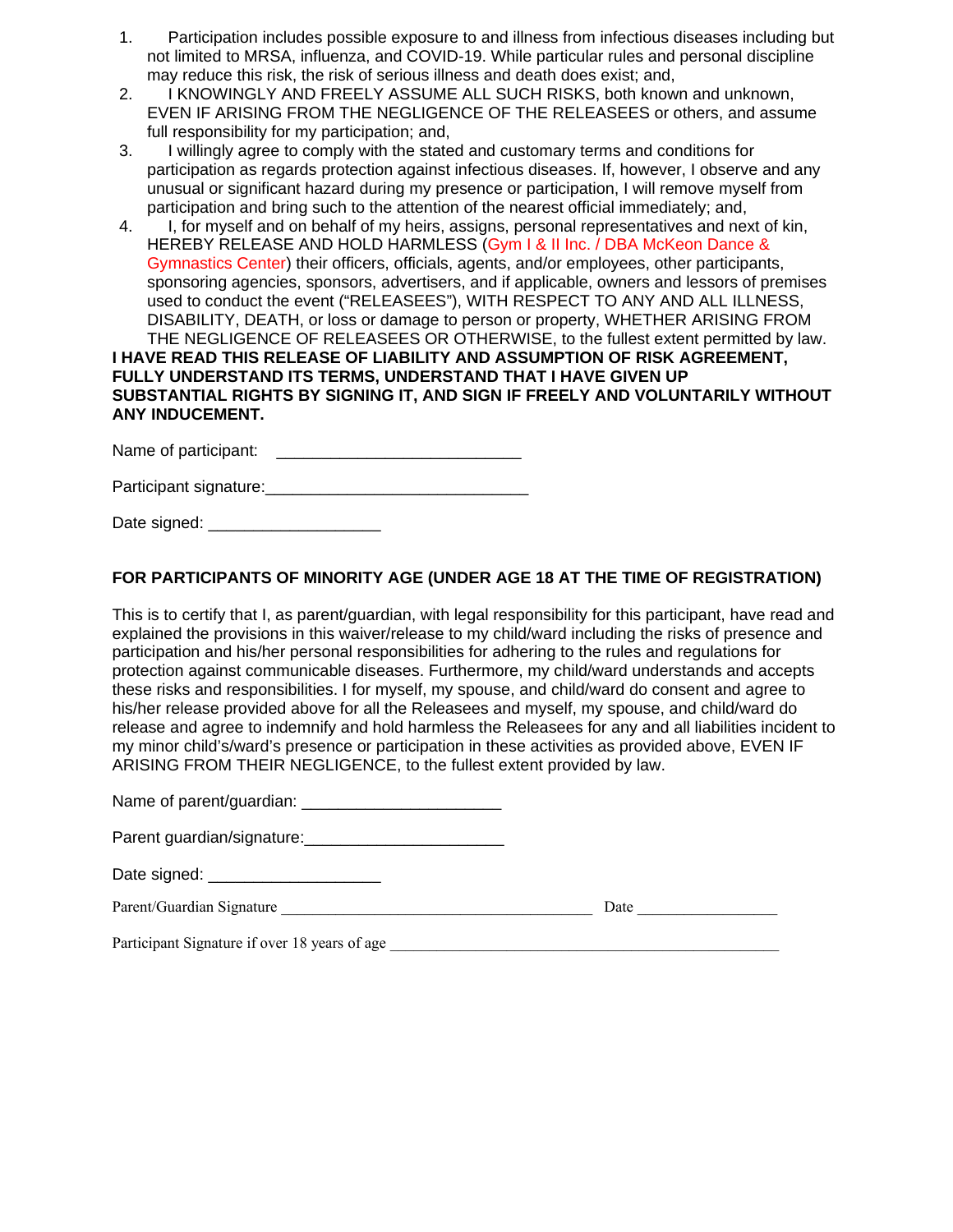1. Participation includes possible exposure to and illness from infectious diseases including but not limited to MRSA, influenza, and COVID-19. While particular rules and personal discipline may reduce this risk, the risk of serious illness and death does exist; and,
2. I KNOWINGLY AND FREELY ASSUME ALL SUCH RISKS, both known and unknown, EVEN IF ARISING FROM THE NEGLIGENCE OF THE RELEASEES or others, and assume full responsibility for my participation; and,
3. I willingly agree to comply with the stated and customary terms and conditions for participation as regards protection against infectious diseases. If, however, I observe and any unusual or significant hazard during my presence or participation, I will remove myself from participation and bring such to the attention of the nearest official immediately; and,
4. I, for myself and on behalf of my heirs, assigns, personal representatives and next of kin, HEREBY RELEASE AND HOLD HARMLESS (Gym I & II Inc. / DBA McKeon Dance & Gymnastics Center) their officers, officials, agents, and/or employees, other participants, sponsoring agencies, sponsors, advertisers, and if applicable, owners and lessors of premises used to conduct the event ("RELEASEES"), WITH RESPECT TO ANY AND ALL ILLNESS, DISABILITY, DEATH, or loss or damage to person or property, WHETHER ARISING FROM THE NEGLIGENCE OF RELEASEES OR OTHERWISE, to the fullest extent permitted by law.

**I HAVE READ THIS RELEASE OF LIABILITY AND ASSUMPTION OF RISK AGREEMENT, FULLY UNDERSTAND ITS TERMS, UNDERSTAND THAT I HAVE GIVEN UP SUBSTANTIAL RIGHTS BY SIGNING IT, AND SIGN IF FREELY AND VOLUNTARILY WITHOUT ANY INDUCEMENT.**

Name of participant: ___________________________

Participant signature:_____________________________

Date signed: ___________________

**FOR PARTICIPANTS OF MINORITY AGE (UNDER AGE 18 AT THE TIME OF REGISTRATION)**

This is to certify that I, as parent/guardian, with legal responsibility for this participant, have read and explained the provisions in this waiver/release to my child/ward including the risks of presence and participation and his/her personal responsibilities for adhering to the rules and regulations for protection against communicable diseases. Furthermore, my child/ward understands and accepts these risks and responsibilities. I for myself, my spouse, and child/ward do consent and agree to his/her release provided above for all the Releasees and myself, my spouse, and child/ward do release and agree to indemnify and hold harmless the Releasees for any and all liabilities incident to my minor child's/ward's presence or participation in these activities as provided above, EVEN IF ARISING FROM THEIR NEGLIGENCE, to the fullest extent provided by law.

Name of parent/guardian: ______________________

Parent guardian/signature:______________________

Date signed: ___________________

Parent/Guardian Signature ________________________________________ Date __________________

Participant Signature if over 18 years of age ______________________________________________________